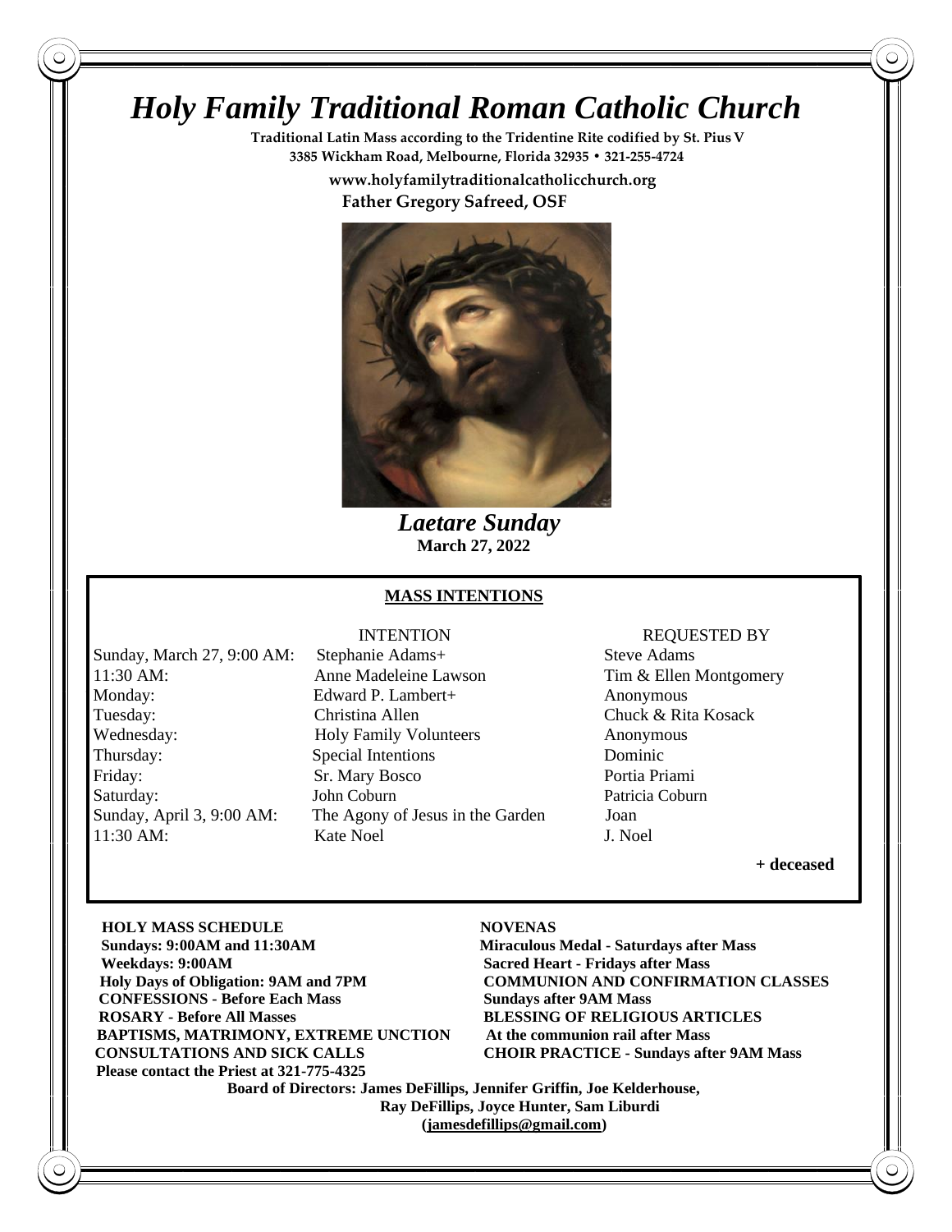# *Holy Family Traditional Roman Catholic Church*

**Traditional Latin Mass according to the Tridentine Rite codified by St. Pius V**
**3385 Wickham Road, Melbourne, Florida 32935 • 321-255-4724**

**www.holyfamilytraditionalcatholicchurch.org**
**Father Gregory Safreed, OSF**

***Laetare Sunday***
**March 27, 2022**

## MASS INTENTIONS

| | INTENTION | REQUESTED BY |
|---|---|---|
| Sunday, March 27, 9:00 AM: | Stephanie Adams+ | Steve Adams |
| 11:30 AM: | Anne Madeleine Lawson | Tim & Ellen Montgomery |
| Monday: | Edward P. Lambert+ | Anonymous |
| Tuesday: | Christina Allen | Chuck & Rita Kosack |
| Wednesday: | Holy Family Volunteers | Anonymous |
| Thursday: | Special Intentions | Dominic |
| Friday: | Sr. Mary Bosco | Portia Priami |
| Saturday: | John Coburn | Patricia Coburn |
| Sunday, April 3, 9:00 AM: | The Agony of Jesus in the Garden | Joan |
| 11:30 AM: | Kate Noel | J. Noel |

**+ deceased**

**HOLY MASS SCHEDULE**
**Sundays: 9:00AM and 11:30AM**
**Weekdays: 9:00AM**
**Holy Days of Obligation: 9AM and 7PM**
**CONFESSIONS - Before Each Mass**
**ROSARY - Before All Masses**
**BAPTISMS, MATRIMONY, EXTREME UNCTION**
**CONSULTATIONS AND SICK CALLS**
**Please contact the Priest at 321-775-4325**

**NOVENAS**
**Miraculous Medal - Saturdays after Mass**
**Sacred Heart - Fridays after Mass**
**COMMUNION AND CONFIRMATION CLASSES**
**Sundays after 9AM Mass**
**BLESSING OF RELIGIOUS ARTICLES**
**At the communion rail after Mass**
**CHOIR PRACTICE - Sundays after 9AM Mass**

**Board of Directors: James DeFillips, Jennifer Griffin, Joe Kelderhouse, Ray DeFillips, Joyce Hunter, Sam Liburdi**
**(jamesdefillips@gmail.com)**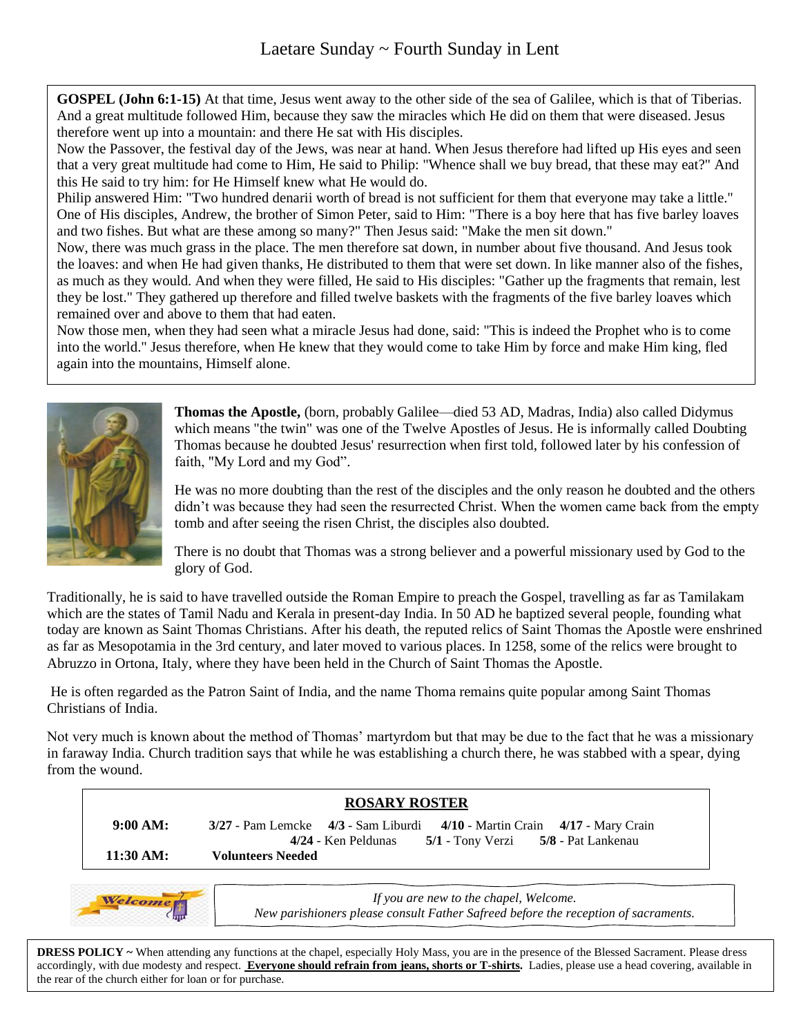# Laetare Sunday ~ Fourth Sunday in Lent

**GOSPEL (John 6:1-15)** At that time, Jesus went away to the other side of the sea of Galilee, which is that of Tiberias. And a great multitude followed Him, because they saw the miracles which He did on them that were diseased. Jesus therefore went up into a mountain: and there He sat with His disciples.

Now the Passover, the festival day of the Jews, was near at hand. When Jesus therefore had lifted up His eyes and seen that a very great multitude had come to Him, He said to Philip: "Whence shall we buy bread, that these may eat?" And this He said to try him: for He Himself knew what He would do.

Philip answered Him: "Two hundred denarii worth of bread is not sufficient for them that everyone may take a little." One of His disciples, Andrew, the brother of Simon Peter, said to Him: "There is a boy here that has five barley loaves and two fishes. But what are these among so many?" Then Jesus said: "Make the men sit down."

Now, there was much grass in the place. The men therefore sat down, in number about five thousand. And Jesus took the loaves: and when He had given thanks, He distributed to them that were set down. In like manner also of the fishes, as much as they would. And when they were filled, He said to His disciples: "Gather up the fragments that remain, lest they be lost." They gathered up therefore and filled twelve baskets with the fragments of the five barley loaves which remained over and above to them that had eaten.

Now those men, when they had seen what a miracle Jesus had done, said: "This is indeed the Prophet who is to come into the world." Jesus therefore, when He knew that they would come to take Him by force and make Him king, fled again into the mountains, Himself alone.

**Thomas the Apostle,** (born, probably Galilee—died 53 AD, Madras, India) also called Didymus which means "the twin" was one of the Twelve Apostles of Jesus. He is informally called Doubting Thomas because he doubted Jesus' resurrection when first told, followed later by his confession of faith, "My Lord and my God".

He was no more doubting than the rest of the disciples and the only reason he doubted and the others didn't was because they had seen the resurrected Christ. When the women came back from the empty tomb and after seeing the risen Christ, the disciples also doubted.

There is no doubt that Thomas was a strong believer and a powerful missionary used by God to the glory of God.

Traditionally, he is said to have travelled outside the Roman Empire to preach the Gospel, travelling as far as Tamilakam which are the states of Tamil Nadu and Kerala in present-day India. In 50 AD he baptized several people, founding what today are known as Saint Thomas Christians. After his death, the reputed relics of Saint Thomas the Apostle were enshrined as far as Mesopotamia in the 3rd century, and later moved to various places. In 1258, some of the relics were brought to Abruzzo in Ortona, Italy, where they have been held in the Church of Saint Thomas the Apostle.

He is often regarded as the Patron Saint of India, and the name Thoma remains quite popular among Saint Thomas Christians of India.

Not very much is known about the method of Thomas' martyrdom but that may be due to the fact that he was a missionary in faraway India. Church tradition says that while he was establishing a church there, he was stabbed with a spear, dying from the wound.

## ROSARY ROSTER

**9:00 AM:** **3/27** - Pam Lemcke **4/3** - Sam Liburdi **4/10** - Martin Crain **4/17** - Mary Crain **4/24** - Ken Peldunas **5/1** - Tony Verzi **5/8** - Pat Lankenau

**11:30 AM:** **Volunteers Needed**

*If you are new to the chapel, Welcome.*
*New parishioners please consult Father Safreed before the reception of sacraments.*

**DRESS POLICY ~** When attending any functions at the chapel, especially Holy Mass, you are in the presence of the Blessed Sacrament. Please dress accordingly, with due modesty and respect. **Everyone should refrain from jeans, shorts or T-shirts.** Ladies, please use a head covering, available in the rear of the church either for loan or for purchase.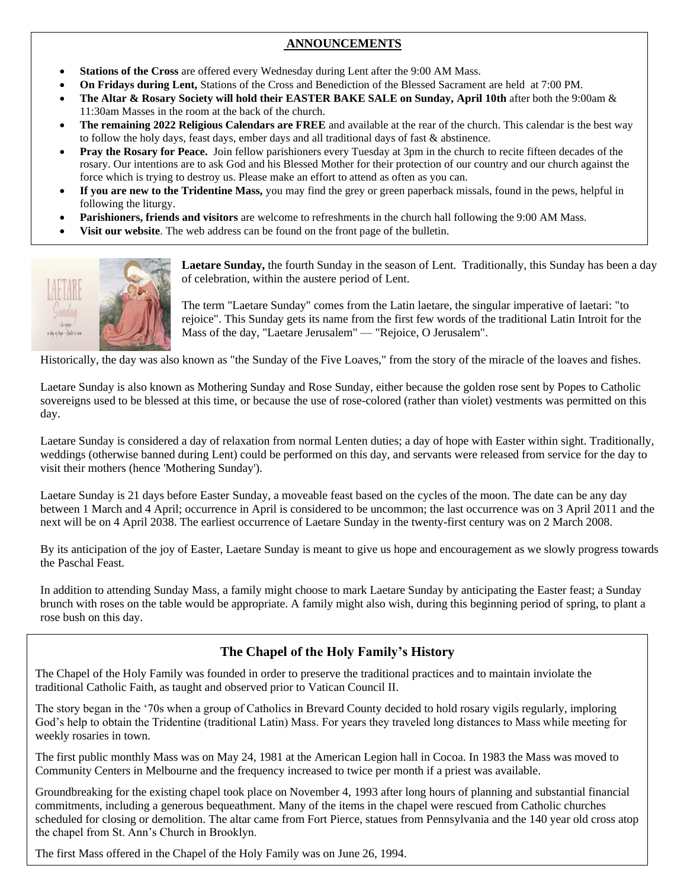## ANNOUNCEMENTS

- **Stations of the Cross** are offered every Wednesday during Lent after the 9:00 AM Mass.
- **On Fridays during Lent,** Stations of the Cross and Benediction of the Blessed Sacrament are held at 7:00 PM.
- **The Altar & Rosary Society will hold their EASTER BAKE SALE on Sunday, April 10th** after both the 9:00am & 11:30am Masses in the room at the back of the church.
- **The remaining 2022 Religious Calendars are FREE** and available at the rear of the church. This calendar is the best way to follow the holy days, feast days, ember days and all traditional days of fast & abstinence.
- **Pray the Rosary for Peace.** Join fellow parishioners every Tuesday at 3pm in the church to recite fifteen decades of the rosary. Our intentions are to ask God and his Blessed Mother for their protection of our country and our church against the force which is trying to destroy us. Please make an effort to attend as often as you can.
- **If you are new to the Tridentine Mass,** you may find the grey or green paperback missals, found in the pews, helpful in following the liturgy.
- **Parishioners, friends and visitors** are welcome to refreshments in the church hall following the 9:00 AM Mass.
- **Visit our website**. The web address can be found on the front page of the bulletin.

**Laetare Sunday,** the fourth Sunday in the season of Lent. Traditionally, this Sunday has been a day of celebration, within the austere period of Lent.

The term "Laetare Sunday" comes from the Latin laetare, the singular imperative of laetari: "to rejoice". This Sunday gets its name from the first few words of the traditional Latin Introit for the Mass of the day, "Laetare Jerusalem" — "Rejoice, O Jerusalem".

Historically, the day was also known as "the Sunday of the Five Loaves," from the story of the miracle of the loaves and fishes.

Laetare Sunday is also known as Mothering Sunday and Rose Sunday, either because the golden rose sent by Popes to Catholic sovereigns used to be blessed at this time, or because the use of rose-colored (rather than violet) vestments was permitted on this day.

Laetare Sunday is considered a day of relaxation from normal Lenten duties; a day of hope with Easter within sight. Traditionally, weddings (otherwise banned during Lent) could be performed on this day, and servants were released from service for the day to visit their mothers (hence 'Mothering Sunday').

Laetare Sunday is 21 days before Easter Sunday, a moveable feast based on the cycles of the moon. The date can be any day between 1 March and 4 April; occurrence in April is considered to be uncommon; the last occurrence was on 3 April 2011 and the next will be on 4 April 2038. The earliest occurrence of Laetare Sunday in the twenty-first century was on 2 March 2008.

By its anticipation of the joy of Easter, Laetare Sunday is meant to give us hope and encouragement as we slowly progress towards the Paschal Feast.

In addition to attending Sunday Mass, a family might choose to mark Laetare Sunday by anticipating the Easter feast; a Sunday brunch with roses on the table would be appropriate. A family might also wish, during this beginning period of spring, to plant a rose bush on this day.

## The Chapel of the Holy Family's History

The Chapel of the Holy Family was founded in order to preserve the traditional practices and to maintain inviolate the traditional Catholic Faith, as taught and observed prior to Vatican Council II.

The story began in the '70s when a group of Catholics in Brevard County decided to hold rosary vigils regularly, imploring God's help to obtain the Tridentine (traditional Latin) Mass. For years they traveled long distances to Mass while meeting for weekly rosaries in town.

The first public monthly Mass was on May 24, 1981 at the American Legion hall in Cocoa. In 1983 the Mass was moved to Community Centers in Melbourne and the frequency increased to twice per month if a priest was available.

Groundbreaking for the existing chapel took place on November 4, 1993 after long hours of planning and substantial financial commitments, including a generous bequeathment. Many of the items in the chapel were rescued from Catholic churches scheduled for closing or demolition. The altar came from Fort Pierce, statues from Pennsylvania and the 140 year old cross atop the chapel from St. Ann's Church in Brooklyn.

The first Mass offered in the Chapel of the Holy Family was on June 26, 1994.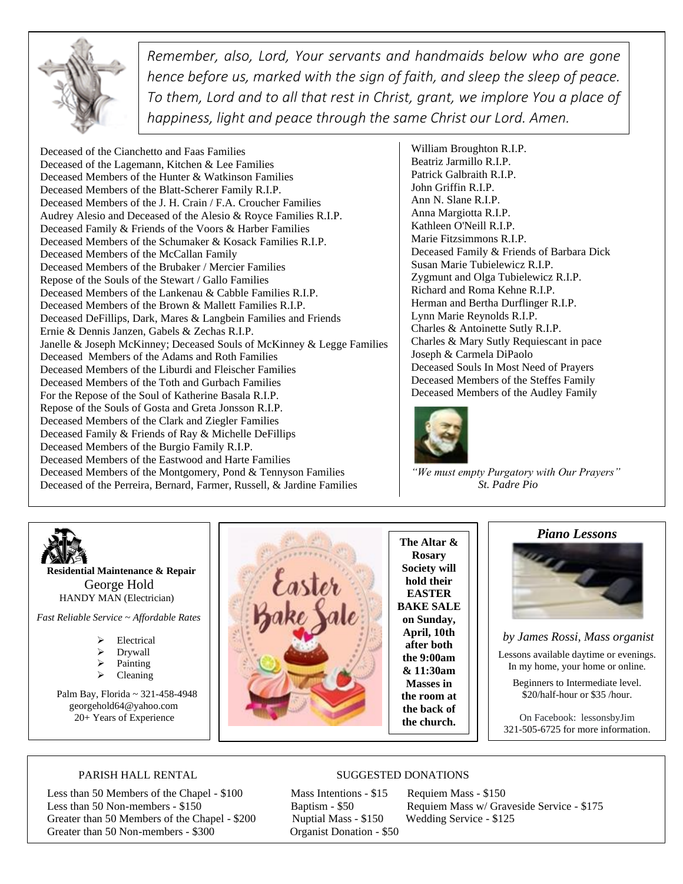*Remember, also, Lord, Your servants and handmaids below who are gone hence before us, marked with the sign of faith, and sleep the sleep of peace. To them, Lord and to all that rest in Christ, grant, we implore You a place of happiness, light and peace through the same Christ our Lord. Amen.*

Deceased of the Cianchetto and Faas Families
Deceased of the Lagemann, Kitchen & Lee Families
Deceased Members of the Hunter & Watkinson Families
Deceased Members of the Blatt-Scherer Family R.I.P.
Deceased Members of the J. H. Crain / F.A. Croucher Families
Audrey Alesio and Deceased of the Alesio & Royce Families R.I.P.
Deceased Family & Friends of the Voors & Harber Families
Deceased Members of the Schumaker & Kosack Families R.I.P.
Deceased Members of the McCallan Family
Deceased Members of the Brubaker / Mercier Families
Repose of the Souls of the Stewart / Gallo Families
Deceased Members of the Lankenau & Cabble Families R.I.P.
Deceased Members of the Brown & Mallett Families R.I.P.
Deceased DeFillips, Dark, Mares & Langbein Families and Friends
Ernie & Dennis Janzen, Gabels & Zechas R.I.P.
Janelle & Joseph McKinney; Deceased Souls of McKinney & Legge Families
Deceased Members of the Adams and Roth Families
Deceased Members of the Liburdi and Fleischer Families
Deceased Members of the Toth and Gurbach Families
For the Repose of the Soul of Katherine Basala R.I.P.
Repose of the Souls of Gosta and Greta Jonsson R.I.P.
Deceased Members of the Clark and Ziegler Families
Deceased Family & Friends of Ray & Michelle DeFillips
Deceased Members of the Burgio Family R.I.P.
Deceased Members of the Eastwood and Harte Families
Deceased Members of the Montgomery, Pond & Tennyson Families
Deceased of the Perreira, Bernard, Farmer, Russell, & Jardine Families

William Broughton R.I.P.
Beatriz Jarmillo R.I.P.
Patrick Galbraith R.I.P.
John Griffin R.I.P.
Ann N. Slane R.I.P.
Anna Margiotta R.I.P.
Kathleen O'Neill R.I.P.
Marie Fitzsimmons R.I.P.
Deceased Family & Friends of Barbara Dick
Susan Marie Tubielewicz R.I.P.
Zygmunt and Olga Tubielewicz R.I.P.
Richard and Roma Kehne R.I.P.
Herman and Bertha Durflinger R.I.P.
Lynn Marie Reynolds R.I.P.
Charles & Antoinette Sutly R.I.P.
Charles & Mary Sutly Requiescant in pace
Joseph & Carmela DiPaolo
Deceased Souls In Most Need of Prayers
Deceased Members of the Steffes Family
Deceased Members of the Audley Family

*"We must empty Purgatory with Our Prayers"*
*St. Padre Pio*

**Residential Maintenance & Repair**
George Hold
HANDY MAN (Electrician)

*Fast Reliable Service ~ Affordable Rates*

- Electrical
- Drywall
- Painting
- Cleaning

Palm Bay, Florida ~ 321-458-4948
georgehold64@yahoo.com
20+ Years of Experience

Easter Bake Sale

**The Altar & Rosary Society will hold their EASTER BAKE SALE on Sunday, April, 10th after both the 9:00am & 11:30am Masses in the room at the back of the church.**

***Piano Lessons***

*by James Rossi, Mass organist*

Lessons available daytime or evenings.
In my home, your home or online.

Beginners to Intermediate level.
$20/half-hour or $35 /hour.

On Facebook: lessonsbyJim
321-505-6725 for more information.

PARISH HALL RENTAL

Less than 50 Members of the Chapel - $100
Less than 50 Non-members - $150
Greater than 50 Members of the Chapel - $200
Greater than 50 Non-members - $300

SUGGESTED DONATIONS

Mass Intentions - $15
Baptism - $50
Nuptial Mass - $150
Organist Donation - $50
Requiem Mass - $150
Requiem Mass w/ Graveside Service - $175
Wedding Service - $125